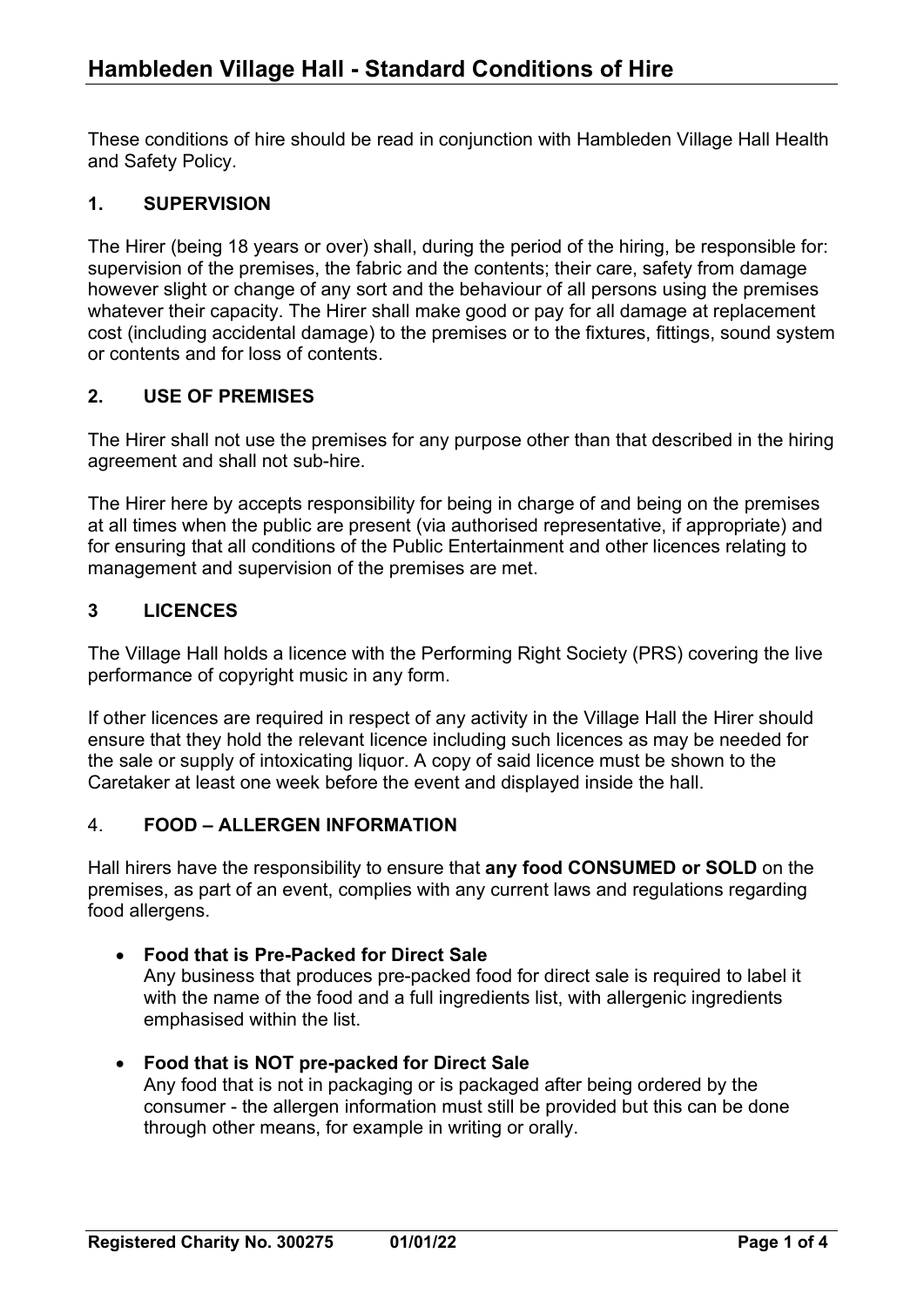# Hambleden Village Hall - Standard Conditions of Hire

These conditions of hire should be read in conjunction with Hambleden Village Hall Health and Safety Policy.

## 1. SUPERVISION

The Hirer (being 18 years or over) shall, during the period of the hiring, be responsible for: supervision of the premises, the fabric and the contents; their care, safety from damage however slight or change of any sort and the behaviour of all persons using the premises whatever their capacity. The Hirer shall make good or pay for all damage at replacement cost (including accidental damage) to the premises or to the fixtures, fittings, sound system or contents and for loss of contents.

## 2. USE OF PREMISES

The Hirer shall not use the premises for any purpose other than that described in the hiring agreement and shall not sub-hire.

The Hirer here by accepts responsibility for being in charge of and being on the premises at all times when the public are present (via authorised representative, if appropriate) and for ensuring that all conditions of the Public Entertainment and other licences relating to management and supervision of the premises are met.

## 3 LICENCES

The Village Hall holds a licence with the Performing Right Society (PRS) covering the live performance of copyright music in any form.

If other licences are required in respect of any activity in the Village Hall the Hirer should ensure that they hold the relevant licence including such licences as may be needed for the sale or supply of intoxicating liquor. A copy of said licence must be shown to the Caretaker at least one week before the event and displayed inside the hall.

## 4. FOOD – ALLERGEN INFORMATION

Hall hirers have the responsibility to ensure that **any food CONSUMED or SOLD** on the premises, as part of an event, complies with any current laws and regulations regarding food allergens.

- **Food that is Pre-Packed for Direct Sale**
  Any business that produces pre-packed food for direct sale is required to label it with the name of the food and a full ingredients list, with allergenic ingredients emphasised within the list.

- **Food that is NOT pre-packed for Direct Sale**
  Any food that is not in packaging or is packaged after being ordered by the consumer - the allergen information must still be provided but this can be done through other means, for example in writing or orally.

Registered Charity No. 300275 01/01/22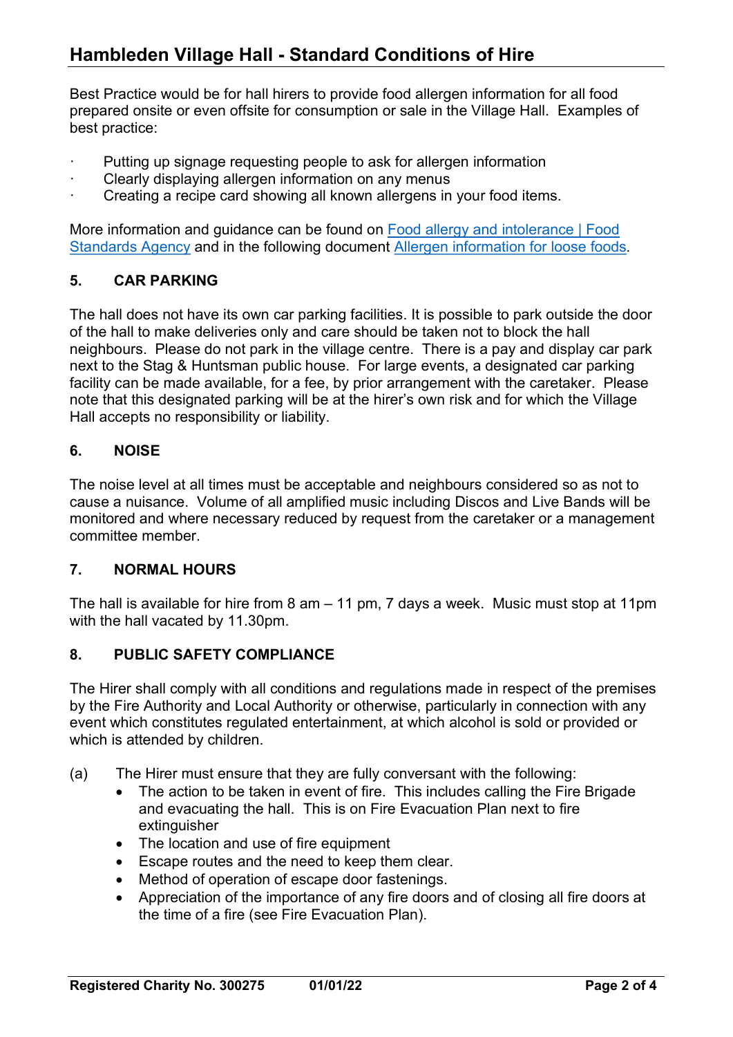Best Practice would be for hall hirers to provide food allergen information for all food prepared onsite or even offsite for consumption or sale in the Village Hall. Examples of best practice:

- Putting up signage requesting people to ask for allergen information
- Clearly displaying allergen information on any menus
- Creating a recipe card showing all known allergens in your food items.

More information and guidance can be found on [Food allergy and intolerance | Food Standards Agency]() and in the following document [Allergen information for loose foods]().

## 5. CAR PARKING

The hall does not have its own car parking facilities. It is possible to park outside the door of the hall to make deliveries only and care should be taken not to block the hall neighbours. Please do not park in the village centre. There is a pay and display car park next to the Stag & Huntsman public house. For large events, a designated car parking facility can be made available, for a fee, by prior arrangement with the caretaker. Please note that this designated parking will be at the hirer's own risk and for which the Village Hall accepts no responsibility or liability.

## 6. NOISE

The noise level at all times must be acceptable and neighbours considered so as not to cause a nuisance. Volume of all amplified music including Discos and Live Bands will be monitored and where necessary reduced by request from the caretaker or a management committee member.

## 7. NORMAL HOURS

The hall is available for hire from 8 am – 11 pm, 7 days a week. Music must stop at 11pm with the hall vacated by 11.30pm.

## 8. PUBLIC SAFETY COMPLIANCE

The Hirer shall comply with all conditions and regulations made in respect of the premises by the Fire Authority and Local Authority or otherwise, particularly in connection with any event which constitutes regulated entertainment, at which alcohol is sold or provided or which is attended by children.

(a) The Hirer must ensure that they are fully conversant with the following:
- The action to be taken in event of fire. This includes calling the Fire Brigade and evacuating the hall. This is on Fire Evacuation Plan next to fire extinguisher
- The location and use of fire equipment
- Escape routes and the need to keep them clear.
- Method of operation of escape door fastenings.
- Appreciation of the importance of any fire doors and of closing all fire doors at the time of a fire (see Fire Evacuation Plan).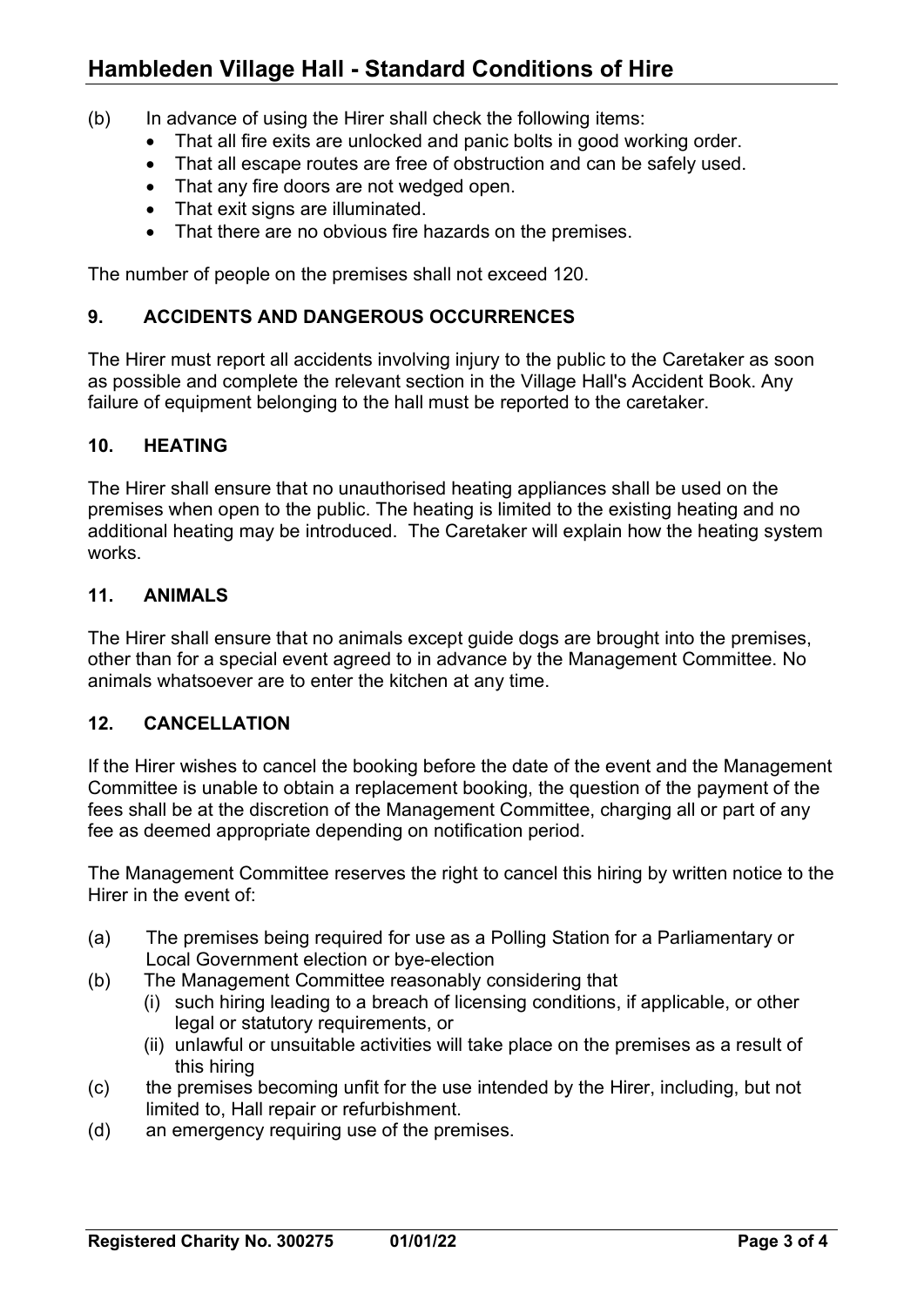(b) In advance of using the Hirer shall check the following items:

- That all fire exits are unlocked and panic bolts in good working order.
- That all escape routes are free of obstruction and can be safely used.
- That any fire doors are not wedged open.
- That exit signs are illuminated.
- That there are no obvious fire hazards on the premises.

The number of people on the premises shall not exceed 120.

## 9. ACCIDENTS AND DANGEROUS OCCURRENCES

The Hirer must report all accidents involving injury to the public to the Caretaker as soon as possible and complete the relevant section in the Village Hall's Accident Book. Any failure of equipment belonging to the hall must be reported to the caretaker.

## 10. HEATING

The Hirer shall ensure that no unauthorised heating appliances shall be used on the premises when open to the public. The heating is limited to the existing heating and no additional heating may be introduced. The Caretaker will explain how the heating system works.

## 11. ANIMALS

The Hirer shall ensure that no animals except guide dogs are brought into the premises, other than for a special event agreed to in advance by the Management Committee. No animals whatsoever are to enter the kitchen at any time.

## 12. CANCELLATION

If the Hirer wishes to cancel the booking before the date of the event and the Management Committee is unable to obtain a replacement booking, the question of the payment of the fees shall be at the discretion of the Management Committee, charging all or part of any fee as deemed appropriate depending on notification period.

The Management Committee reserves the right to cancel this hiring by written notice to the Hirer in the event of:

(a) The premises being required for use as a Polling Station for a Parliamentary or Local Government election or bye-election

(b) The Management Committee reasonably considering that

  (i) such hiring leading to a breach of licensing conditions, if applicable, or other legal or statutory requirements, or

  (ii) unlawful or unsuitable activities will take place on the premises as a result of this hiring

(c) the premises becoming unfit for the use intended by the Hirer, including, but not limited to, Hall repair or refurbishment.

(d) an emergency requiring use of the premises.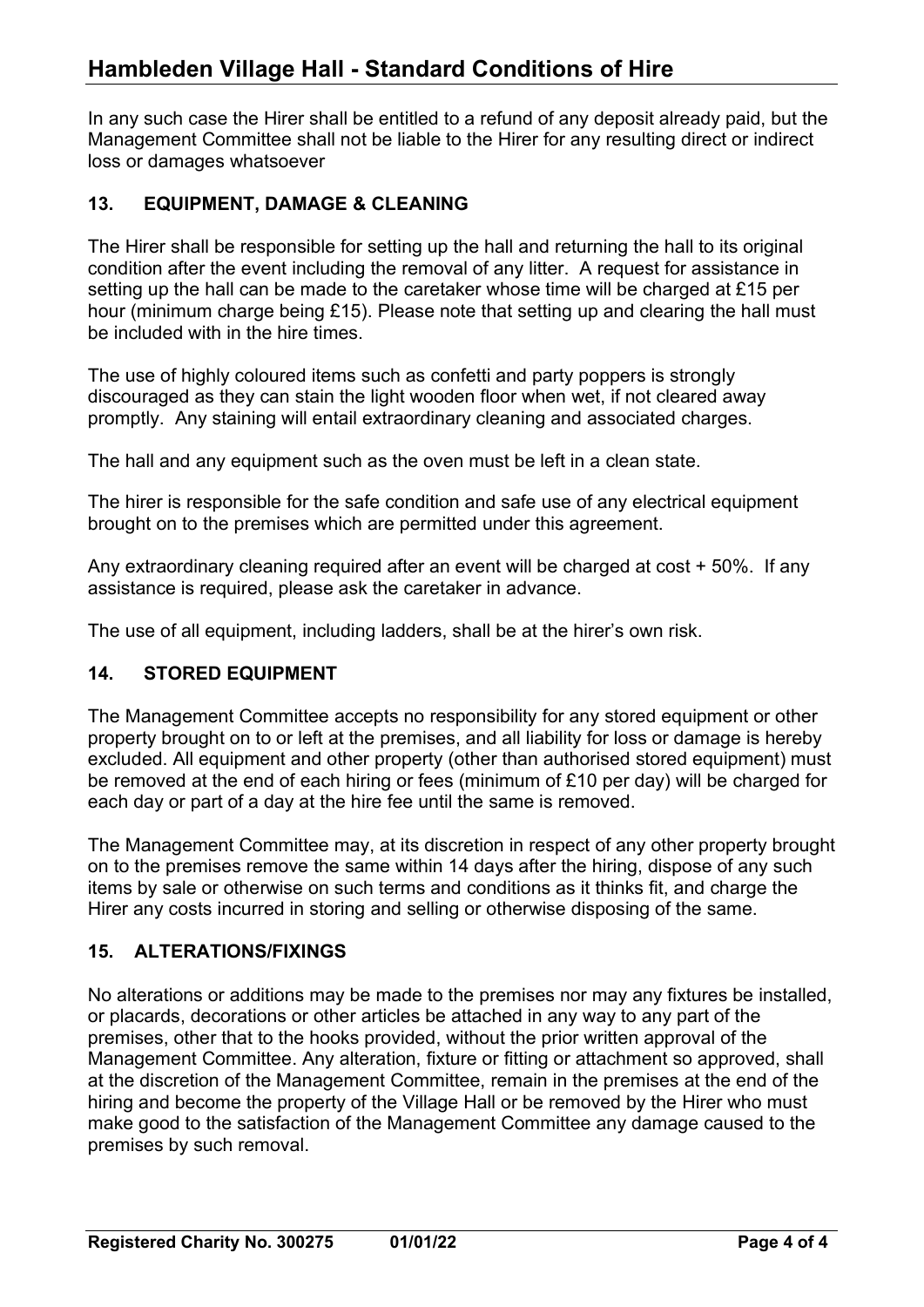In any such case the Hirer shall be entitled to a refund of any deposit already paid, but the Management Committee shall not be liable to the Hirer for any resulting direct or indirect loss or damages whatsoever

## 13. EQUIPMENT, DAMAGE & CLEANING

The Hirer shall be responsible for setting up the hall and returning the hall to its original condition after the event including the removal of any litter. A request for assistance in setting up the hall can be made to the caretaker whose time will be charged at £15 per hour (minimum charge being £15). Please note that setting up and clearing the hall must be included with in the hire times.

The use of highly coloured items such as confetti and party poppers is strongly discouraged as they can stain the light wooden floor when wet, if not cleared away promptly. Any staining will entail extraordinary cleaning and associated charges.

The hall and any equipment such as the oven must be left in a clean state.

The hirer is responsible for the safe condition and safe use of any electrical equipment brought on to the premises which are permitted under this agreement.

Any extraordinary cleaning required after an event will be charged at cost + 50%. If any assistance is required, please ask the caretaker in advance.

The use of all equipment, including ladders, shall be at the hirer's own risk.

## 14. STORED EQUIPMENT

The Management Committee accepts no responsibility for any stored equipment or other property brought on to or left at the premises, and all liability for loss or damage is hereby excluded. All equipment and other property (other than authorised stored equipment) must be removed at the end of each hiring or fees (minimum of £10 per day) will be charged for each day or part of a day at the hire fee until the same is removed.

The Management Committee may, at its discretion in respect of any other property brought on to the premises remove the same within 14 days after the hiring, dispose of any such items by sale or otherwise on such terms and conditions as it thinks fit, and charge the Hirer any costs incurred in storing and selling or otherwise disposing of the same.

## 15. ALTERATIONS/FIXINGS

No alterations or additions may be made to the premises nor may any fixtures be installed, or placards, decorations or other articles be attached in any way to any part of the premises, other that to the hooks provided, without the prior written approval of the Management Committee. Any alteration, fixture or fitting or attachment so approved, shall at the discretion of the Management Committee, remain in the premises at the end of the hiring and become the property of the Village Hall or be removed by the Hirer who must make good to the satisfaction of the Management Committee any damage caused to the premises by such removal.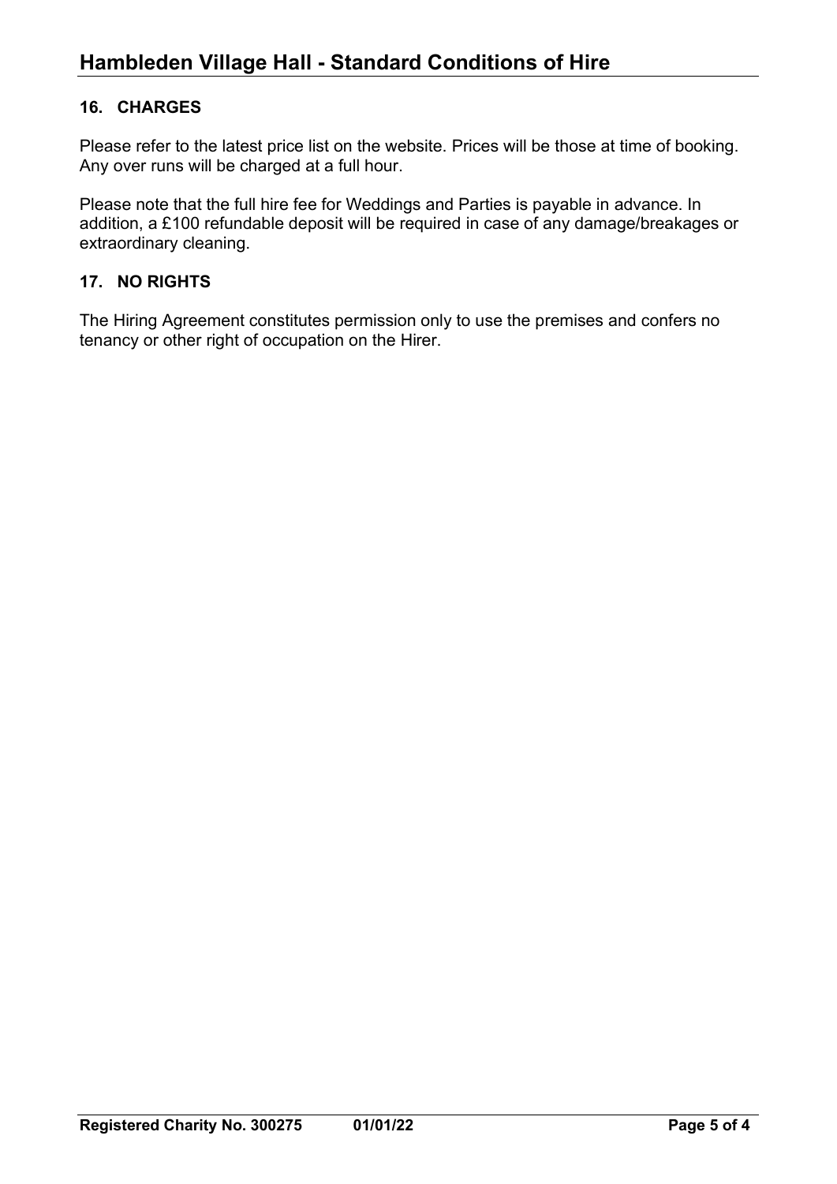## 16. CHARGES

Please refer to the latest price list on the website. Prices will be those at time of booking. Any over runs will be charged at a full hour.

Please note that the full hire fee for Weddings and Parties is payable in advance. In addition, a £100 refundable deposit will be required in case of any damage/breakages or extraordinary cleaning.

## 17. NO RIGHTS

The Hiring Agreement constitutes permission only to use the premises and confers no tenancy or other right of occupation on the Hirer.